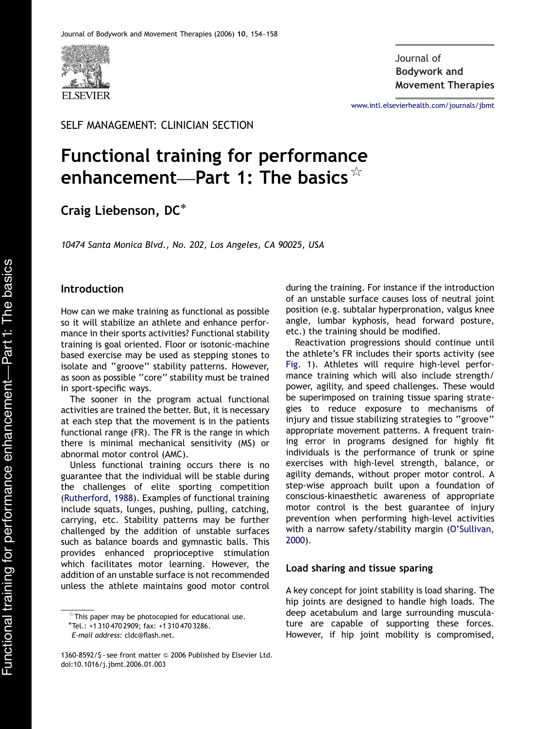SELF MANAGEMENT: CLINICIAN SECTION

# Functional training for performance enhancement—Part 1: The basics[☆]

**Craig Liebenson, DC[*]**

*10474 Santa Monica Blvd., No. 202, Los Angeles, CA 90025, USA*

## Introduction

How can we make training as functional as possible so it will stabilize an athlete and enhance performance in their sports activities? Functional stability training is goal oriented. Floor or isotonic-machine based exercise may be used as stepping stones to isolate and "groove" stability patterns. However, as soon as possible "core" stability must be trained in sport-specific ways.

The sooner in the program actual functional activities are trained the better. But, it is necessary at each step that the movement is in the patients functional range (FR). The FR is the range in which there is minimal mechanical sensitivity (MS) or abnormal motor control (AMC).

Unless functional training occurs there is no guarantee that the individual will be stable during the challenges of elite sporting competition (Rutherford, 1988). Examples of functional training include squats, lunges, pushing, pulling, catching, carrying, etc. Stability patterns may be further challenged by the addition of unstable surfaces such as balance boards and gymnastic balls. This provides enhanced proprioceptive stimulation which facilitates motor learning. However, the addition of an unstable surface is not recommended unless the athlete maintains good motor control during the training. For instance if the introduction of an unstable surface causes loss of neutral joint position (e.g. subtalar hyperpronation, valgus knee angle, lumbar kyphosis, head forward posture, etc.) the training should be modified.

Reactivation progressions should continue until the athlete's FR includes their sports activity (see Fig. 1). Athletes will require high-level performance training which will also include strength/power, agility, and speed challenges. These would be superimposed on training tissue sparing strategies to reduce exposure to mechanisms of injury and tissue stabilizing strategies to "groove" appropriate movement patterns. A frequent training error in programs designed for highly fit individuals is the performance of trunk or spine exercises with high-level strength, balance, or agility demands, without proper motor control. A step-wise approach built upon a foundation of conscious-kinaesthetic awareness of appropriate motor control is the best guarantee of injury prevention when performing high-level activities with a narrow safety/stability margin (O'Sullivan, 2000).

## Load sharing and tissue sparing

A key concept for joint stability is load sharing. The hip joints are designed to handle high loads. The deep acetabulum and large surrounding musculature are capable of supporting these forces. However, if hip joint mobility is compromised,

[☆] This paper may be photocopied for educational use.

[*] Tel.: +1 310 470 2909; fax: +1 310 470 3286.
*E-mail address:* cldc@flash.net.

1360-8592/$ - see front matter © 2006 Published by Elsevier Ltd.
doi:10.1016/j.jbmt.2006.01.003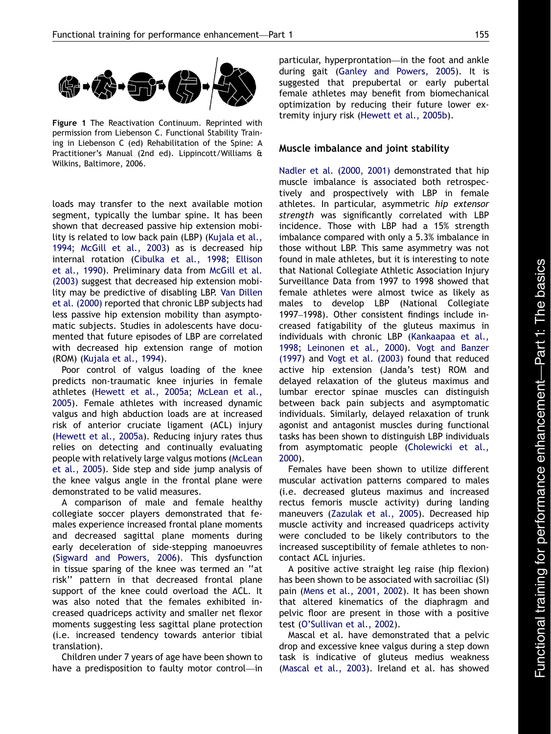Figure 1 The Reactivation Continuum. Reprinted with permission from Liebenson C. Functional Stability Training in Liebenson C (ed) Rehabilitation of the Spine: A Practitioner's Manual (2nd ed). Lippincott/Williams & Wilkins, Baltimore, 2006.

loads may transfer to the next available motion segment, typically the lumbar spine. It has been shown that decreased passive hip extension mobility is related to low back pain (LBP) (Kujala et al., 1994; McGill et al., 2003) as is decreased hip internal rotation (Cibulka et al., 1998; Ellison et al., 1990). Preliminary data from McGill et al. (2003) suggest that decreased hip extension mobility may be predictive of disabling LBP. Van Dillen et al. (2000) reported that chronic LBP subjects had less passive hip extension mobility than asymptomatic subjects. Studies in adolescents have documented that future episodes of LBP are correlated with decreased hip extension range of motion (ROM) (Kujala et al., 1994).

Poor control of valgus loading of the knee predicts non-traumatic knee injuries in female athletes (Hewett et al., 2005a; McLean et al., 2005). Female athletes with increased dynamic valgus and high abduction loads are at increased risk of anterior cruciate ligament (ACL) injury (Hewett et al., 2005a). Reducing injury rates thus relies on detecting and continually evaluating people with relatively large valgus motions (McLean et al., 2005). Side step and side jump analysis of the knee valgus angle in the frontal plane were demonstrated to be valid measures.

A comparison of male and female healthy collegiate soccer players demonstrated that females experience increased frontal plane moments and decreased sagittal plane moments during early deceleration of side-stepping manoeuvres (Sigward and Powers, 2006). This dysfunction in tissue sparing of the knee was termed an "at risk" pattern in that decreased frontal plane support of the knee could overload the ACL. It was also noted that the females exhibited increased quadriceps activity and smaller net flexor moments suggesting less sagittal plane protection (i.e. increased tendency towards anterior tibial translation).

Children under 7 years of age have been shown to have a predisposition to faulty motor control—in particular, hyperprontation—in the foot and ankle during gait (Ganley and Powers, 2005). It is suggested that prepubertal or early pubertal female athletes may benefit from biomechanical optimization by reducing their future lower extremity injury risk (Hewett et al., 2005b).

## Muscle imbalance and joint stability

Nadler et al. (2000, 2001) demonstrated that hip muscle imbalance is associated both retrospectively and prospectively with LBP in female athletes. In particular, asymmetric *hip extensor strength* was significantly correlated with LBP incidence. Those with LBP had a 15% strength imbalance compared with only a 5.3% imbalance in those without LBP. This same asymmetry was not found in male athletes, but it is interesting to note that National Collegiate Athletic Association Injury Surveillance Data from 1997 to 1998 showed that female athletes were almost twice as likely as males to develop LBP (National Collegiate 1997–1998). Other consistent findings include increased fatigability of the gluteus maximus in individuals with chronic LBP (Kankaapaa et al., 1998; Leinonen et al., 2000). Vogt and Banzer (1997) and Vogt et al. (2003) found that reduced active hip extension (Janda's test) ROM and delayed relaxation of the gluteus maximus and lumbar erector spinae muscles can distinguish between back pain subjects and asymptomatic individuals. Similarly, delayed relaxation of trunk agonist and antagonist muscles during functional tasks has been shown to distinguish LBP individuals from asymptomatic people (Cholewicki et al., 2000).

Females have been shown to utilize different muscular activation patterns compared to males (i.e. decreased gluteus maximus and increased rectus femoris muscle activity) during landing maneuvers (Zazulak et al., 2005). Decreased hip muscle activity and increased quadriceps activity were concluded to be likely contributors to the increased susceptibility of female athletes to non-contact ACL injuries.

A positive active straight leg raise (hip flexion) has been shown to be associated with sacroiliac (SI) pain (Mens et al., 2001, 2002). It has been shown that altered kinematics of the diaphragm and pelvic floor are present in those with a positive test (O'Sullivan et al., 2002).

Mascal et al. have demonstrated that a pelvic drop and excessive knee valgus during a step down task is indicative of gluteus medius weakness (Mascal et al., 2003). Ireland et al. has showed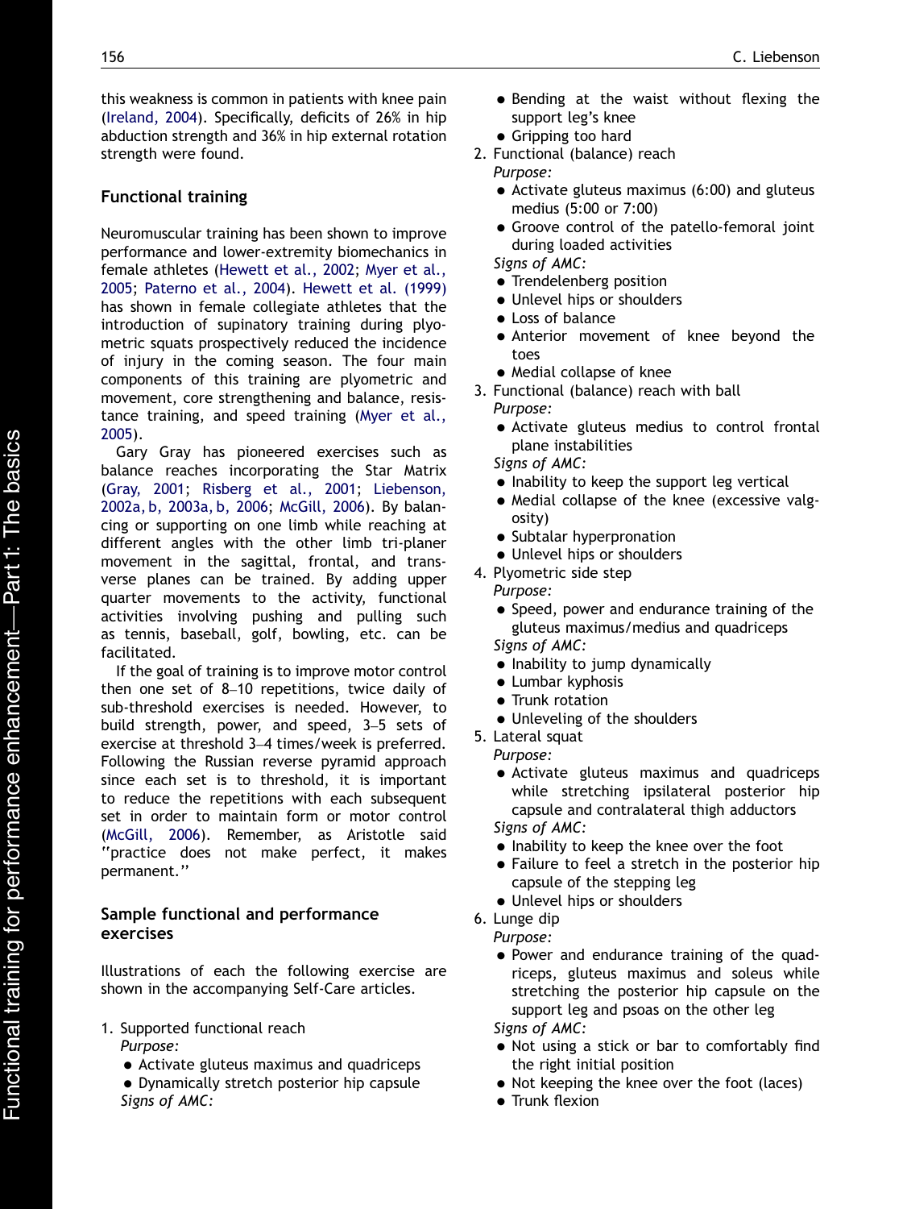this weakness is common in patients with knee pain (Ireland, 2004). Specifically, deficits of 26% in hip abduction strength and 36% in hip external rotation strength were found.

## Functional training

Neuromuscular training has been shown to improve performance and lower-extremity biomechanics in female athletes (Hewett et al., 2002; Myer et al., 2005; Paterno et al., 2004). Hewett et al. (1999) has shown in female collegiate athletes that the introduction of supinatory training during plyometric squats prospectively reduced the incidence of injury in the coming season. The four main components of this training are plyometric and movement, core strengthening and balance, resistance training, and speed training (Myer et al., 2005).

Gary Gray has pioneered exercises such as balance reaches incorporating the Star Matrix (Gray, 2001; Risberg et al., 2001; Liebenson, 2002a, b, 2003a, b, 2006; McGill, 2006). By balancing or supporting on one limb while reaching at different angles with the other limb tri-planer movement in the sagittal, frontal, and transverse planes can be trained. By adding upper quarter movements to the activity, functional activities involving pushing and pulling such as tennis, baseball, golf, bowling, etc. can be facilitated.

If the goal of training is to improve motor control then one set of 8–10 repetitions, twice daily of sub-threshold exercises is needed. However, to build strength, power, and speed, 3–5 sets of exercise at threshold 3–4 times/week is preferred. Following the Russian reverse pyramid approach since each set is to threshold, it is important to reduce the repetitions with each subsequent set in order to maintain form or motor control (McGill, 2006). Remember, as Aristotle said "practice does not make perfect, it makes permanent."

## Sample functional and performance exercises

Illustrations of each the following exercise are shown in the accompanying Self-Care articles.

1. Supported functional reach
   *Purpose:*
   - Activate gluteus maximus and quadriceps
   - Dynamically stretch posterior hip capsule

   *Signs of AMC:*
   - Bending at the waist without flexing the support leg's knee
   - Gripping too hard
2. Functional (balance) reach
   *Purpose:*
   - Activate gluteus maximus (6:00) and gluteus medius (5:00 or 7:00)
   - Groove control of the patello-femoral joint during loaded activities

   *Signs of AMC:*
   - Trendelenberg position
   - Unlevel hips or shoulders
   - Loss of balance
   - Anterior movement of knee beyond the toes
   - Medial collapse of knee
3. Functional (balance) reach with ball
   *Purpose:*
   - Activate gluteus medius to control frontal plane instabilities

   *Signs of AMC:*
   - Inability to keep the support leg vertical
   - Medial collapse of the knee (excessive valgosity)
   - Subtalar hyperpronation
   - Unlevel hips or shoulders
4. Plyometric side step
   *Purpose:*
   - Speed, power and endurance training of the gluteus maximus/medius and quadriceps

   *Signs of AMC:*
   - Inability to jump dynamically
   - Lumbar kyphosis
   - Trunk rotation
   - Unleveling of the shoulders
5. Lateral squat
   *Purpose:*
   - Activate gluteus maximus and quadriceps while stretching ipsilateral posterior hip capsule and contralateral thigh adductors

   *Signs of AMC:*
   - Inability to keep the knee over the foot
   - Failure to feel a stretch in the posterior hip capsule of the stepping leg
   - Unlevel hips or shoulders
6. Lunge dip
   *Purpose:*
   - Power and endurance training of the quadriceps, gluteus maximus and soleus while stretching the posterior hip capsule on the support leg and psoas on the other leg

   *Signs of AMC:*
   - Not using a stick or bar to comfortably find the right initial position
   - Not keeping the knee over the foot (laces)
   - Trunk flexion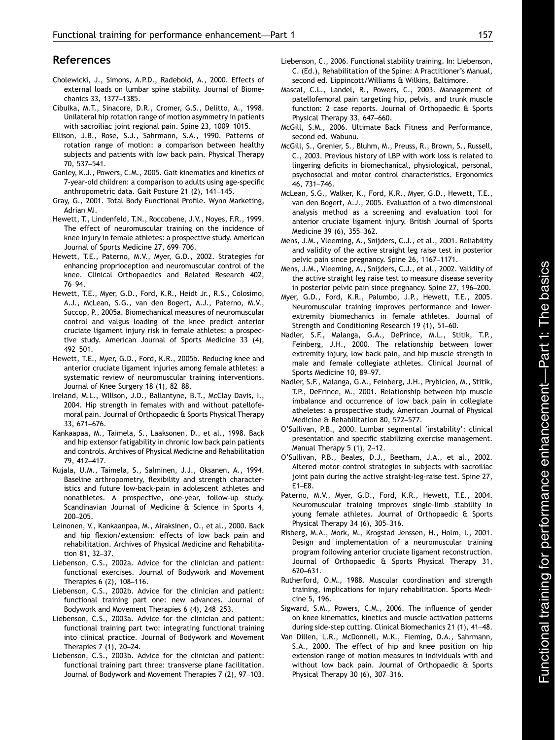## References

Cholewicki, J., Simons, A.P.D., Radebold, A., 2000. Effects of external loads on lumbar spine stability. Journal of Biomechanics 33, 1377–1385.

Cibulka, M.T., Sinacore, D.R., Cromer, G.S., Delitto, A., 1998. Unilateral hip rotation range of motion asymmetry in patients with sacroiliac joint regional pain. Spine 23, 1009–1015.

Ellison, J.B., Rose, S.J., Sahrmann, S.A., 1990. Patterns of rotation range of motion: a comparison between healthy subjects and patients with low back pain. Physical Therapy 70, 537–541.

Ganley, K.J., Powers, C.M., 2005. Gait kinematics and kinetics of 7-year-old children: a comparison to adults using age-specific anthropometric data. Gait Posture 21 (2), 141–145.

Gray, G., 2001. Total Body Functional Profile. Wynn Marketing, Adrian MI.

Hewett, T., Lindenfeld, T.N., Roccobene, J.V., Noyes, F.R., 1999. The effect of neuromuscular training on the incidence of knee injury in female athletes: a prospective study. American Journal of Sports Medicine 27, 699–706.

Hewett, T.E., Paterno, M.V., Myer, G.D., 2002. Strategies for enhancing proprioception and neuromuscular control of the knee. Clinical Orthopaedics and Related Research 402, 76–94.

Hewett, T.E., Myer, G.D., Ford, K.R., Heidt Jr., R.S., Colosimo, A.J., McLean, S.G., van den Bogert, A.J., Paterno, M.V., Succop, P., 2005a. Biomechanical measures of neuromuscular control and valgus loading of the knee predict anterior cruciate ligament injury risk in female athletes: a prospective study. American Journal of Sports Medicine 33 (4), 492–501.

Hewett, T.E., Myer, G.D., Ford, K.R., 2005b. Reducing knee and anterior cruciate ligament injuries among female athletes: a systematic review of neuromuscular training interventions. Journal of Knee Surgery 18 (1), 82–88.

Ireland, M.L., Willson, J.D., Ballantyne, B.T., McClay Davis, I., 2004. Hip strength in females with and without patellofemoral pain. Journal of Orthopaedic & Sports Physical Therapy 33, 671–676.

Kankaapaa, M., Taimela, S., Laaksonen, D., et al., 1998. Back and hip extensor fatigability in chronic low back pain patients and controls. Archives of Physical Medicine and Rehabilitation 79, 412–417.

Kujala, U.M., Taimela, S., Salminen, J.J., Oksanen, A., 1994. Baseline arthropometry, flexibility and strength characteristics and future low-back-pain in adolescent athletes and nonathletes. A prospective, one-year, follow-up study. Scandinavian Journal of Medicine & Science in Sports 4, 200–205.

Leinonen, V., Kankaanpaa, M., Airaksinen, O., et al., 2000. Back and hip flexion/extension: effects of low back pain and rehabilitation. Archives of Physical Medicine and Rehabilitation 81, 32–37.

Liebenson, C.S., 2002a. Advice for the clinician and patient: functional exercises. Journal of Bodywork and Movement Therapies 6 (2), 108–116.

Liebenson, C.S., 2002b. Advice for the clinician and patient: functional training part one: new advances. Journal of Bodywork and Movement Therapies 6 (4), 248–253.

Liebenson, C.S., 2003a. Advice for the clinician and patient: functional training part two: integrating functional training into clinical practice. Journal of Bodywork and Movement Therapies 7 (1), 20–24.

Liebenson, C.S., 2003b. Advice for the clinician and patient: functional training part three: transverse plane facilitation. Journal of Bodywork and Movement Therapies 7 (2), 97–103.

Liebenson, C., 2006. Functional stability training. In: Liebenson, C. (Ed.), Rehabilitation of the Spine: A Practitioner's Manual, second ed. Lippincott/Williams & Wilkins, Baltimore.

Mascal, C.L., Landel, R., Powers, C., 2003. Management of patellofemoral pain targeting hip, pelvis, and trunk muscle function: 2 case reports. Journal of Orthopaedic & Sports Physical Therapy 33, 647–660.

McGill, S.M., 2006. Ultimate Back Fitness and Performance, second ed. Wabunu.

McGill, S., Grenier, S., Bluhm, M., Preuss, R., Brown, S., Russell, C., 2003. Previous history of LBP with work loss is related to lingering deficits in biomechanical, physiological, personal, psychosocial and motor control characteristics. Ergonomics 46, 731–746.

McLean, S.G., Walker, K., Ford, K.R., Myer, G.D., Hewett, T.E., van den Bogert, A.J., 2005. Evaluation of a two dimensional analysis method as a screening and evaluation tool for anterior cruciate ligament injury. British Journal of Sports Medicine 39 (6), 355–362.

Mens, J.M., Vleeming, A., Snijders, C.J., et al., 2001. Reliability and validity of the active straight leg raise test in posterior pelvic pain since pregnancy. Spine 26, 1167–1171.

Mens, J.M., Vleeming, A., Snijders, C.J., et al., 2002. Validity of the active straight leg raise test to measure disease severity in posterior pelvic pain since pregnancy. Spine 27, 196–200.

Myer, G.D., Ford, K.R., Palumbo, J.P., Hewett, T.E., 2005. Neuromuscular training improves performance and lower-extremity biomechanics in female athletes. Journal of Strength and Conditioning Research 19 (1), 51–60.

Nadler, S.F., Malanga, G.A., DePrince, M.L., Stitik, T.P., Feinberg, J.H., 2000. The relationship between lower extremity injury, low back pain, and hip muscle strength in male and female collegiate athletes. Clinical Journal of Sports Medicine 10, 89–97.

Nadler, S.F., Malanga, G.A., Feinberg, J.H., Prybicien, M., Stitik, T.P., DeFrince, M., 2001. Relationship between hip muscle imbalance and occurrence of low back pain in collegiate atheletes: a prospective study. American Journal of Physical Medicine & Rehabilitation 80, 572–577.

O'Sullivan, P.B., 2000. Lumbar segmental 'instability': clinical presentation and specific stabilizing exercise management. Manual Therapy 5 (1), 2–12.

O'Sullivan, P.B., Beales, D.J., Beetham, J.A., et al., 2002. Altered motor control strategies in subjects with sacroiliac joint pain during the active straight-leg-raise test. Spine 27, E1–E8.

Paterno, M.V., Myer, G.D., Ford, K.R., Hewett, T.E., 2004. Neuromuscular training improves single-limb stability in young female athletes. Journal of Orthopaedic & Sports Physical Therapy 34 (6), 305–316.

Risberg, M.A., Mork, M., Krogstad Jenssen, H., Holm, I., 2001. Design and implementation of a neuromuscular training program following anterior cruciate ligament reconstruction. Journal of Orthopaedic & Sports Physical Therapy 31, 620–631.

Rutherford, O.M., 1988. Muscular coordination and strength training, implications for injury rehabilitation. Sports Medicine 5, 196.

Sigward, S.M., Powers, C.M., 2006. The influence of gender on knee kinematics, kinetics and muscle activation patterns during side-step cutting. Clinical Biomechanics 21 (1), 41–48.

Van Dillen, L.R., McDonnell, M.K., Fleming, D.A., Sahrmann, S.A., 2000. The effect of hip and knee position on hip extension range of motion measures in individuals with and without low back pain. Journal of Orthopaedic & Sports Physical Therapy 30 (6), 307–316.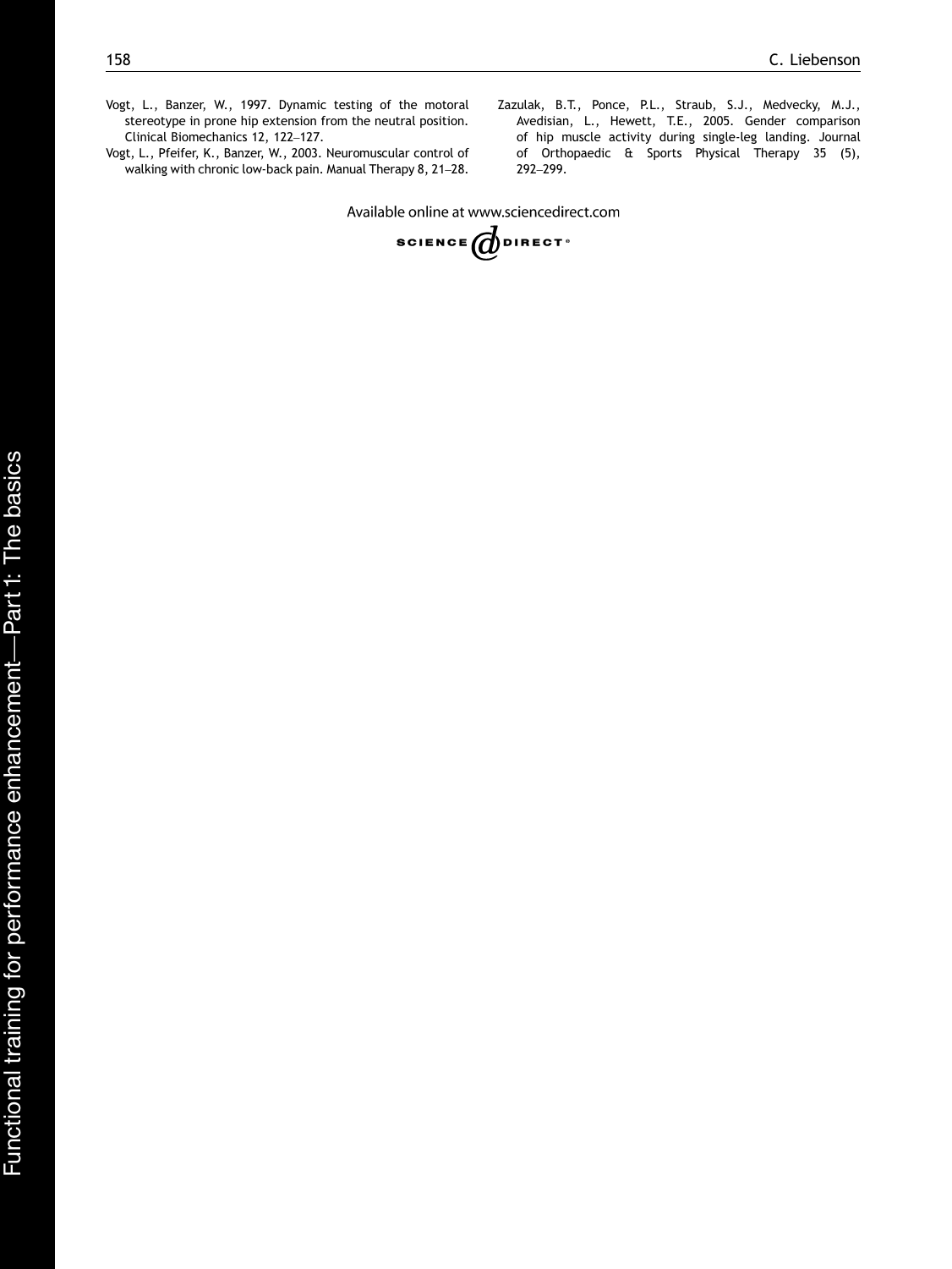Vogt, L., Banzer, W., 1997. Dynamic testing of the motoral stereotype in prone hip extension from the neutral position. Clinical Biomechanics 12, 122–127.

Vogt, L., Pfeifer, K., Banzer, W., 2003. Neuromuscular control of walking with chronic low-back pain. Manual Therapy 8, 21–28.

Zazulak, B.T., Ponce, P.L., Straub, S.J., Medvecky, M.J., Avedisian, L., Hewett, T.E., 2005. Gender comparison of hip muscle activity during single-leg landing. Journal of Orthopaedic & Sports Physical Therapy 35 (5), 292–299.

Available online at www.sciencedirect.com

SCIENCE DIRECT®